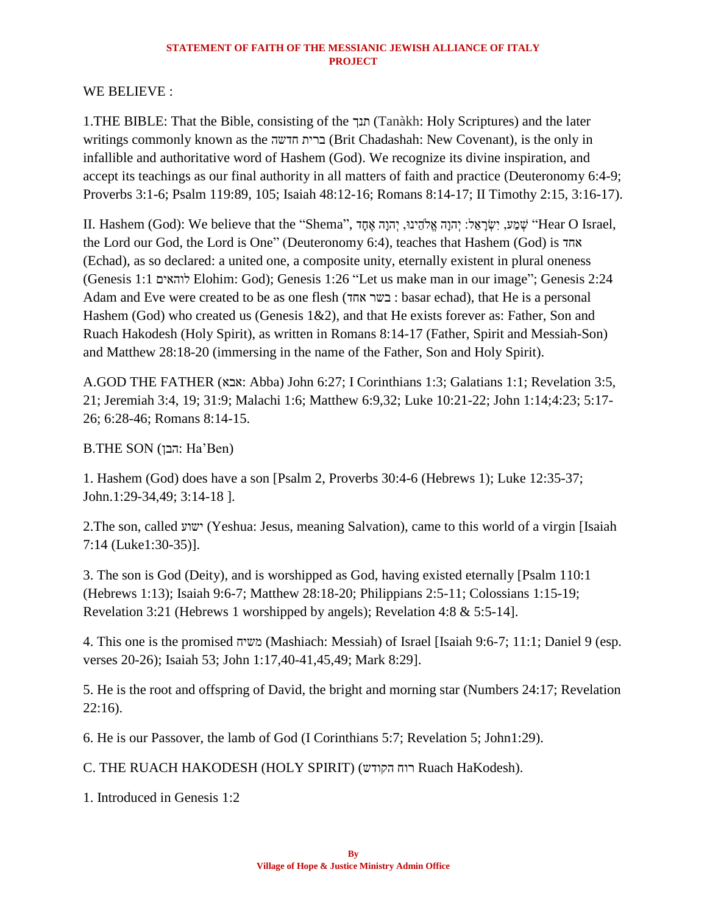**STATEMENT OF FAITH OF THE MESSIANIC JEWISH ALLIANCE OF ITALY PROJECT**

WE BELIEVE :

1.THE BIBLE: That the Bible, consisting of the תנך (Tanàkh: Holy Scriptures) and the later writings commonly known as the ברית חדשה (Brit Chadashah: New Covenant), is the only in infallible and authoritative word of Hashem (God). We recognize its divine inspiration, and accept its teachings as our final authority in all matters of faith and practice (Deuteronomy 6:4-9; Proverbs 3:1-6; Psalm 119:89, 105; Isaiah 48:12-16; Romans 8:14-17; II Timothy 2:15, 3:16-17).

II. Hashem (God): We believe that the "Shema", שְׁמַע, יִשְׂרָאֵל: יְהוָה אֱלֹהֵינוּ, יְהוָה אֶחָד "Hear O Israel, the Lord our God, the Lord is One" (Deuteronomy 6:4), teaches that Hashem (God) is אחד (Echad), as so declared: a united one, a composite unity, eternally existent in plural oneness (Genesis 1:1 לוהאים Elohim: God); Genesis 1:26 "Let us make man in our image"; Genesis 2:24 Adam and Eve were created to be as one flesh (בשר אחד : basar echad), that He is a personal Hashem (God) who created us (Genesis 1&2), and that He exists forever as: Father, Son and Ruach Hakodesh (Holy Spirit), as written in Romans 8:14-17 (Father, Spirit and Messiah-Son) and Matthew 28:18-20 (immersing in the name of the Father, Son and Holy Spirit).

A.GOD THE FATHER (אבא: Abba) John 6:27; I Corinthians 1:3; Galatians 1:1; Revelation 3:5, 21; Jeremiah 3:4, 19; 31:9; Malachi 1:6; Matthew 6:9,32; Luke 10:21-22; John 1:14;4:23; 5:17-26; 6:28-46; Romans 8:14-15.

B.THE SON (הבן: Ha'Ben)

1. Hashem (God) does have a son [Psalm 2, Proverbs 30:4-6 (Hebrews 1); Luke 12:35-37; John.1:29-34,49; 3:14-18 ].

2.The son, called ישוע (Yeshua: Jesus, meaning Salvation), came to this world of a virgin [Isaiah 7:14 (Luke1:30-35)].

3. The son is God (Deity), and is worshipped as God, having existed eternally [Psalm 110:1 (Hebrews 1:13); Isaiah 9:6-7; Matthew 28:18-20; Philippians 2:5-11; Colossians 1:15-19; Revelation 3:21 (Hebrews 1 worshipped by angels); Revelation 4:8 & 5:5-14].

4. This one is the promised משיח (Mashiach: Messiah) of Israel [Isaiah 9:6-7; 11:1; Daniel 9 (esp. verses 20-26); Isaiah 53; John 1:17,40-41,45,49; Mark 8:29].

5. He is the root and offspring of David, the bright and morning star (Numbers 24:17; Revelation 22:16).

6. He is our Passover, the lamb of God (I Corinthians 5:7; Revelation 5; John1:29).

C. THE RUACH HAKODESH (HOLY SPIRIT) (רוח הקודש Ruach HaKodesh).

1. Introduced in Genesis 1:2

**By**
**Village of Hope & Justice Ministry Admin Office**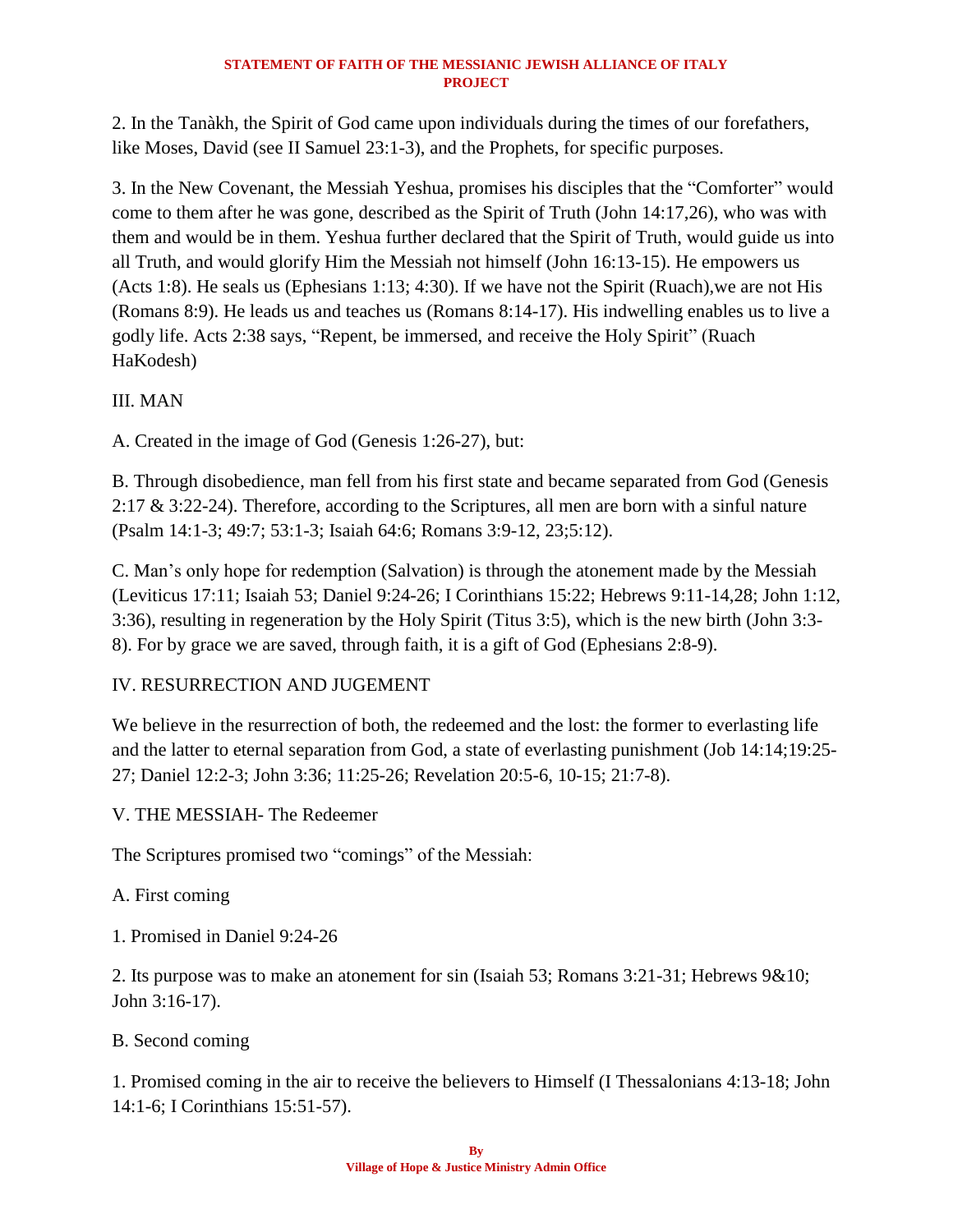2. In the Tanàkh, the Spirit of God came upon individuals during the times of our forefathers, like Moses, David (see II Samuel 23:1-3), and the Prophets, for specific purposes.

3. In the New Covenant, the Messiah Yeshua, promises his disciples that the "Comforter" would come to them after he was gone, described as the Spirit of Truth (John 14:17,26), who was with them and would be in them. Yeshua further declared that the Spirit of Truth, would guide us into all Truth, and would glorify Him the Messiah not himself (John 16:13-15). He empowers us (Acts 1:8). He seals us (Ephesians 1:13; 4:30). If we have not the Spirit (Ruach),we are not His (Romans 8:9). He leads us and teaches us (Romans 8:14-17). His indwelling enables us to live a godly life. Acts 2:38 says, "Repent, be immersed, and receive the Holy Spirit" (Ruach HaKodesh)

## III. MAN

A. Created in the image of God (Genesis 1:26-27), but:

B. Through disobedience, man fell from his first state and became separated from God (Genesis 2:17 & 3:22-24). Therefore, according to the Scriptures, all men are born with a sinful nature (Psalm 14:1-3; 49:7; 53:1-3; Isaiah 64:6; Romans 3:9-12, 23;5:12).

C. Man's only hope for redemption (Salvation) is through the atonement made by the Messiah (Leviticus 17:11; Isaiah 53; Daniel 9:24-26; I Corinthians 15:22; Hebrews 9:11-14,28; John 1:12, 3:36), resulting in regeneration by the Holy Spirit (Titus 3:5), which is the new birth (John 3:3-8). For by grace we are saved, through faith, it is a gift of God (Ephesians 2:8-9).

## IV. RESURRECTION AND JUGEMENT

We believe in the resurrection of both, the redeemed and the lost: the former to everlasting life and the latter to eternal separation from God, a state of everlasting punishment (Job 14:14;19:25-27; Daniel 12:2-3; John 3:36; 11:25-26; Revelation 20:5-6, 10-15; 21:7-8).

## V. THE MESSIAH- The Redeemer

The Scriptures promised two "comings" of the Messiah:

A. First coming

1. Promised in Daniel 9:24-26

2. Its purpose was to make an atonement for sin (Isaiah 53; Romans 3:21-31; Hebrews 9&10; John 3:16-17).

B. Second coming

1. Promised coming in the air to receive the believers to Himself (I Thessalonians 4:13-18; John 14:1-6; I Corinthians 15:51-57).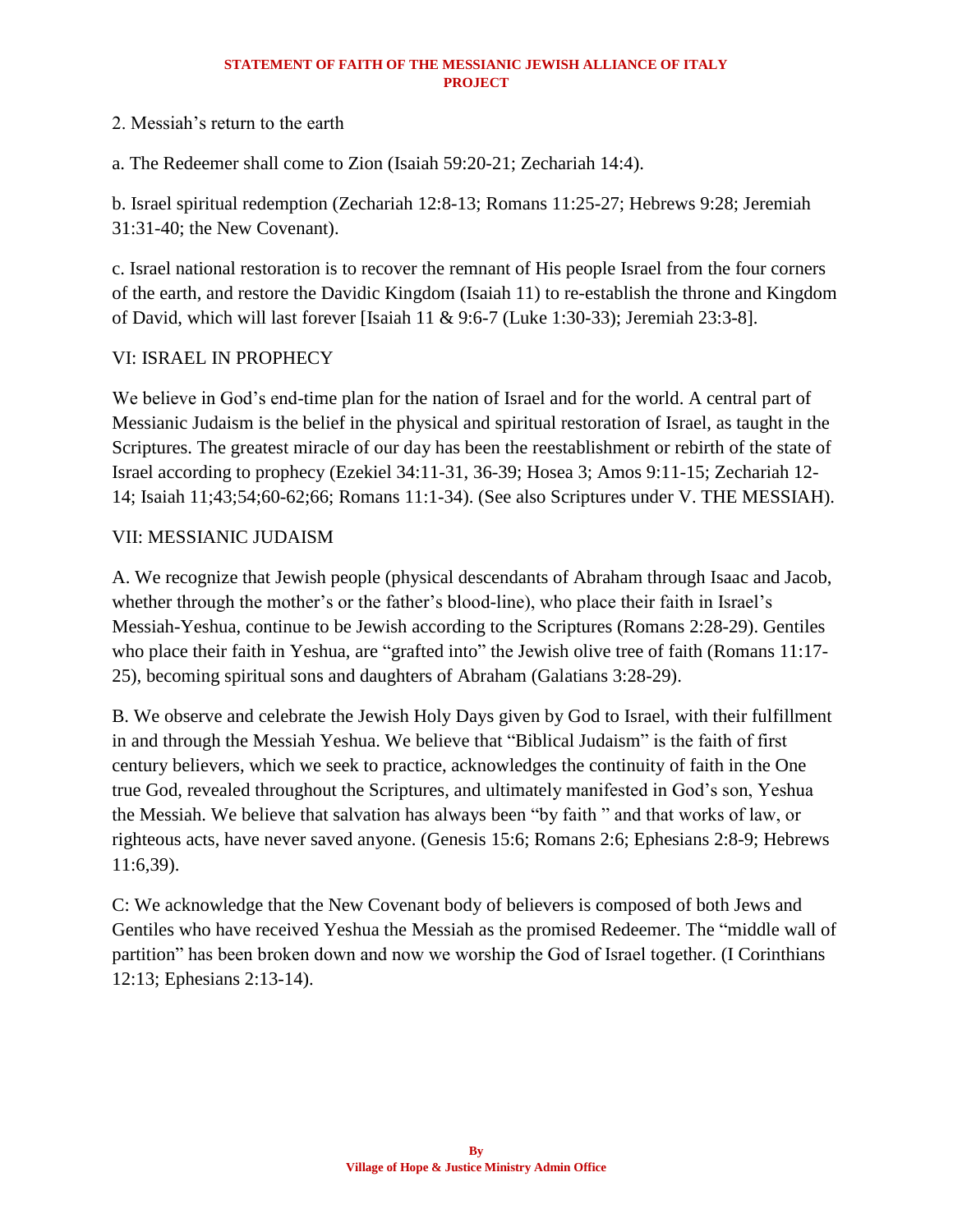2. Messiah's return to the earth

a. The Redeemer shall come to Zion (Isaiah 59:20-21; Zechariah 14:4).

b. Israel spiritual redemption (Zechariah 12:8-13; Romans 11:25-27; Hebrews 9:28; Jeremiah 31:31-40; the New Covenant).

c. Israel national restoration is to recover the remnant of His people Israel from the four corners of the earth, and restore the Davidic Kingdom (Isaiah 11) to re-establish the throne and Kingdom of David, which will last forever [Isaiah 11 & 9:6-7 (Luke 1:30-33); Jeremiah 23:3-8].

## VI: ISRAEL IN PROPHECY

We believe in God's end-time plan for the nation of Israel and for the world. A central part of Messianic Judaism is the belief in the physical and spiritual restoration of Israel, as taught in the Scriptures. The greatest miracle of our day has been the reestablishment or rebirth of the state of Israel according to prophecy (Ezekiel 34:11-31, 36-39; Hosea 3; Amos 9:11-15; Zechariah 12-14; Isaiah 11;43;54;60-62;66; Romans 11:1-34). (See also Scriptures under V. THE MESSIAH).

## VII: MESSIANIC JUDAISM

A. We recognize that Jewish people (physical descendants of Abraham through Isaac and Jacob, whether through the mother's or the father's blood-line), who place their faith in Israel's Messiah-Yeshua, continue to be Jewish according to the Scriptures (Romans 2:28-29). Gentiles who place their faith in Yeshua, are "grafted into" the Jewish olive tree of faith (Romans 11:17-25), becoming spiritual sons and daughters of Abraham (Galatians 3:28-29).

B. We observe and celebrate the Jewish Holy Days given by God to Israel, with their fulfillment in and through the Messiah Yeshua. We believe that "Biblical Judaism" is the faith of first century believers, which we seek to practice, acknowledges the continuity of faith in the One true God, revealed throughout the Scriptures, and ultimately manifested in God's son, Yeshua the Messiah. We believe that salvation has always been "by faith " and that works of law, or righteous acts, have never saved anyone. (Genesis 15:6; Romans 2:6; Ephesians 2:8-9; Hebrews 11:6,39).

C: We acknowledge that the New Covenant body of believers is composed of both Jews and Gentiles who have received Yeshua the Messiah as the promised Redeemer. The "middle wall of partition" has been broken down and now we worship the God of Israel together. (I Corinthians 12:13; Ephesians 2:13-14).